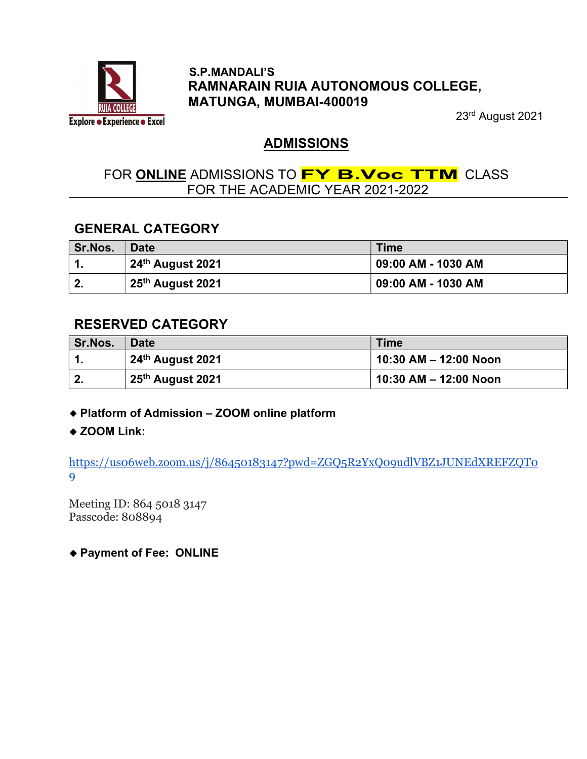S.P.MANDALI'S
**RAMNARAIN RUIA AUTONOMOUS COLLEGE,**
**MATUNGA, MUMBAI-400019**

23rd August 2021

## ADMISSIONS

FOR **ONLINE** ADMISSIONS TO **FY B.Voc TTM** CLASS
FOR THE ACADEMIC YEAR 2021-2022

### GENERAL CATEGORY

| Sr.Nos. | Date | Time |
|---|---|---|
| 1. | 24th August 2021 | 09:00 AM - 1030 AM |
| 2. | 25th August 2021 | 09:00 AM - 1030 AM |

### RESERVED CATEGORY

| Sr.Nos. | Date | Time |
|---|---|---|
| 1. | 24th August 2021 | 10:30 AM – 12:00 Noon |
| 2. | 25th August 2021 | 10:30 AM – 12:00 Noon |

- **Platform of Admission – ZOOM online platform**
- **ZOOM Link:**

https://us06web.zoom.us/j/86450183147?pwd=ZGQ5R2YxQ09udlVBZ1JUNEdXREFZQT09

Meeting ID: 864 5018 3147
Passcode: 808894

- **Payment of Fee: ONLINE**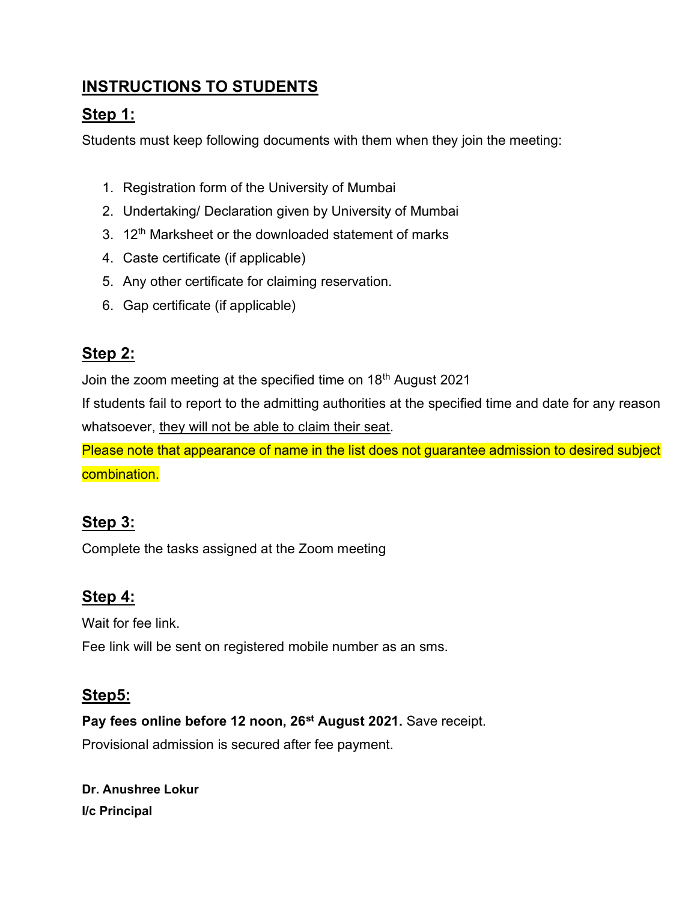# INSTRUCTIONS TO STUDENTS

## Step 1:

Students must keep following documents with them when they join the meeting:

1. Registration form of the University of Mumbai
2. Undertaking/ Declaration given by University of Mumbai
3. 12th Marksheet or the downloaded statement of marks
4. Caste certificate (if applicable)
5. Any other certificate for claiming reservation.
6. Gap certificate (if applicable)

## Step 2:

Join the zoom meeting at the specified time on 18th August 2021

If students fail to report to the admitting authorities at the specified time and date for any reason whatsoever, they will not be able to claim their seat.

Please note that appearance of name in the list does not guarantee admission to desired subject combination.

## Step 3:

Complete the tasks assigned at the Zoom meeting

## Step 4:

Wait for fee link.

Fee link will be sent on registered mobile number as an sms.

## Step5:

**Pay fees online before 12 noon, 26st August 2021.** Save receipt.

Provisional admission is secured after fee payment.

**Dr. Anushree Lokur**

**I/c Principal**